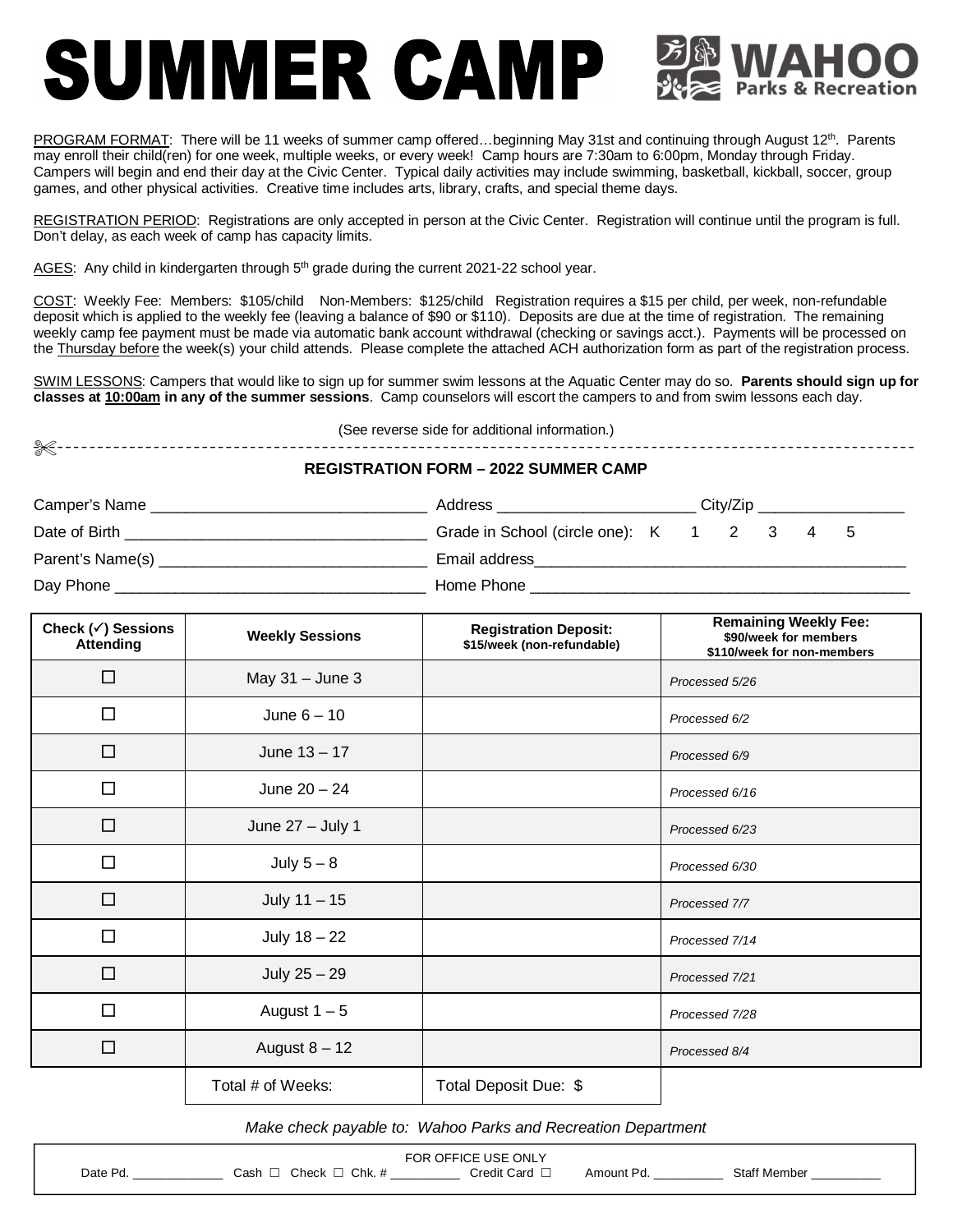# SUMMER CAMP

**WAHOO Parks & Recreation**

PROGRAM FORMAT: There will be 11 weeks of summer camp offered…beginning May 31st and continuing through August 12th. Parents may enroll their child(ren) for one week, multiple weeks, or every week! Camp hours are 7:30am to 6:00pm, Monday through Friday. Campers will begin and end their day at the Civic Center. Typical daily activities may include swimming, basketball, kickball, soccer, group games, and other physical activities. Creative time includes arts, library, crafts, and special theme days.

REGISTRATION PERIOD: Registrations are only accepted in person at the Civic Center. Registration will continue until the program is full. Don't delay, as each week of camp has capacity limits.

AGES: Any child in kindergarten through 5th grade during the current 2021-22 school year.

COST: Weekly Fee: Members: $105/child Non-Members: $125/child Registration requires a $15 per child, per week, non-refundable deposit which is applied to the weekly fee (leaving a balance of $90 or $110). Deposits are due at the time of registration. The remaining weekly camp fee payment must be made via automatic bank account withdrawal (checking or savings acct.). Payments will be processed on the Thursday before the week(s) your child attends. Please complete the attached ACH authorization form as part of the registration process.

SWIM LESSONS: Campers that would like to sign up for summer swim lessons at the Aquatic Center may do so. **Parents should sign up for classes at 10:00am in any of the summer sessions**. Camp counselors will escort the campers to and from swim lessons each day.

(See reverse side for additional information.)

✂-------------------------------------------------------------------------------------------

## REGISTRATION FORM – 2022 SUMMER CAMP

Camper's Name ______________________________ Address ______________________ City/Zip ________________

Date of Birth ________________________________ Grade in School (circle one): K 1 2 3 4 5

Parent's Name(s) ____________________________ Email address__________________________________________

Day Phone __________________________________ Home Phone ___________________________________________

| Check (✓) Sessions Attending | Weekly Sessions | Registration Deposit: $15/week (non-refundable) | Remaining Weekly Fee: $90/week for members $110/week for non-members |
|---|---|---|---|
| ☐ | May 31 – June 3 | | *Processed 5/26* |
| ☐ | June 6 – 10 | | *Processed 6/2* |
| ☐ | June 13 – 17 | | *Processed 6/9* |
| ☐ | June 20 – 24 | | *Processed 6/16* |
| ☐ | June 27 – July 1 | | *Processed 6/23* |
| ☐ | July 5 – 8 | | *Processed 6/30* |
| ☐ | July 11 – 15 | | *Processed 7/7* |
| ☐ | July 18 – 22 | | *Processed 7/14* |
| ☐ | July 25 – 29 | | *Processed 7/21* |
| ☐ | August 1 – 5 | | *Processed 7/28* |
| ☐ | August 8 – 12 | | *Processed 8/4* |
| | Total # of Weeks: | Total Deposit Due: $ | |

*Make check payable to: Wahoo Parks and Recreation Department*

FOR OFFICE USE ONLY

Date Pd. ___________ Cash ☐ Check ☐ Chk. # _________ Credit Card ☐ Amount Pd. _________ Staff Member _________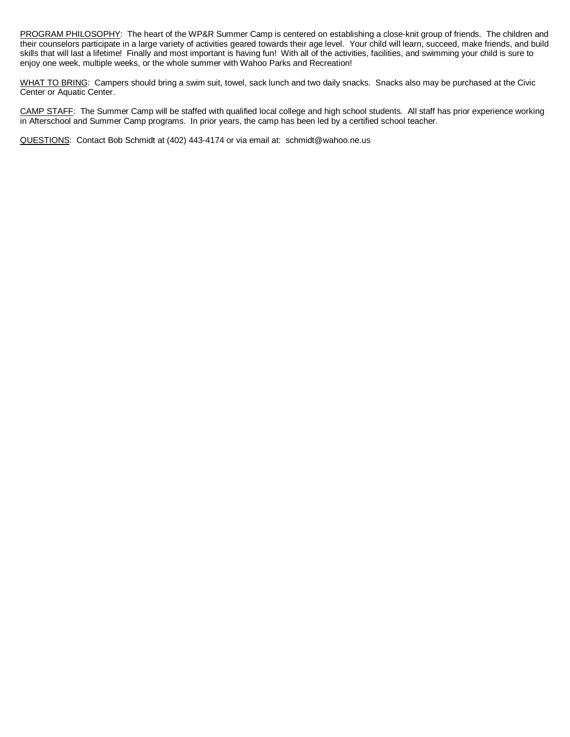<u>PROGRAM PHILOSOPHY</u>: The heart of the WP&R Summer Camp is centered on establishing a close-knit group of friends. The children and their counselors participate in a large variety of activities geared towards their age level. Your child will learn, succeed, make friends, and build skills that will last a lifetime! Finally and most important is having fun! With all of the activities, facilities, and swimming your child is sure to enjoy one week, multiple weeks, or the whole summer with Wahoo Parks and Recreation!

<u>WHAT TO BRING</u>: Campers should bring a swim suit, towel, sack lunch and two daily snacks. Snacks also may be purchased at the Civic Center or Aquatic Center.

<u>CAMP STAFF</u>: The Summer Camp will be staffed with qualified local college and high school students. All staff has prior experience working in Afterschool and Summer Camp programs. In prior years, the camp has been led by a certified school teacher.

<u>QUESTIONS</u>: Contact Bob Schmidt at (402) 443-4174 or via email at: schmidt@wahoo.ne.us